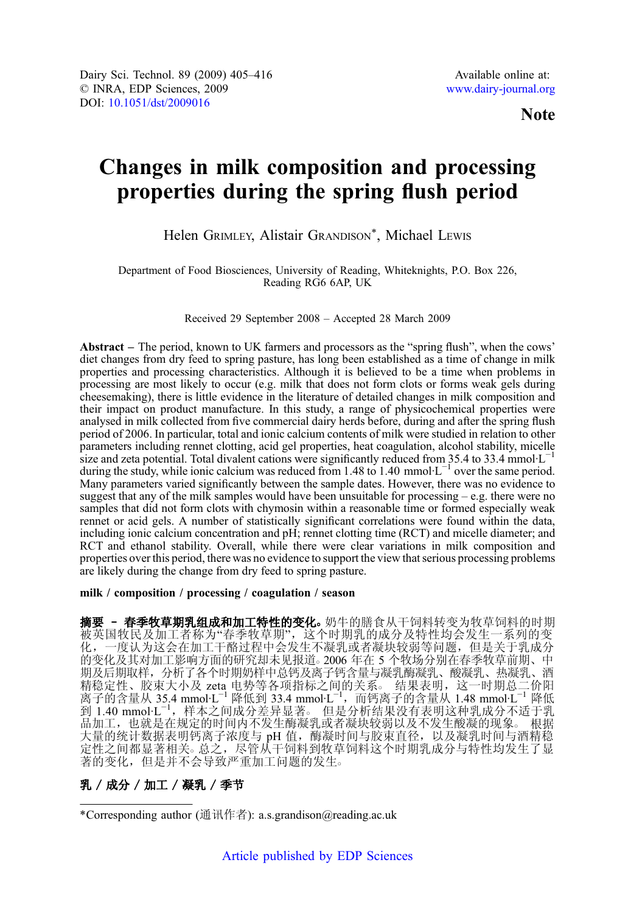Dairy Sci. Technol. 89 (2009) 405–416
© INRA, EDP Sciences, 2009
DOI: 10.1051/dst/2009016

Available online at:
www.dairy-journal.org

**Note**

# Changes in milk composition and processing properties during the spring flush period

Helen Grimley, Alistair Grandison*, Michael Lewis

Department of Food Biosciences, University of Reading, Whiteknights, P.O. Box 226, Reading RG6 6AP, UK

Received 29 September 2008 – Accepted 28 March 2009

**Abstract** – The period, known to UK farmers and processors as the "spring flush", when the cows' diet changes from dry feed to spring pasture, has long been established as a time of change in milk properties and processing characteristics. Although it is believed to be a time when problems in processing are most likely to occur (e.g. milk that does not form clots or forms weak gels during cheesemaking), there is little evidence in the literature of detailed changes in milk composition and their impact on product manufacture. In this study, a range of physicochemical properties were analysed in milk collected from five commercial dairy herds before, during and after the spring flush period of 2006. In particular, total and ionic calcium contents of milk were studied in relation to other parameters including rennet clotting, acid gel properties, heat coagulation, alcohol stability, micelle size and zeta potential. Total divalent cations were significantly reduced from 35.4 to 33.4 $mmol \cdot L^{-1}$ during the study, while ionic calcium was reduced from 1.48 to 1.40 $mmol \cdot L^{-1}$ over the same period. Many parameters varied significantly between the sample dates. However, there was no evidence to suggest that any of the milk samples would have been unsuitable for processing – e.g. there were no samples that did not form clots with chymosin within a reasonable time or formed especially weak rennet or acid gels. A number of statistically significant correlations were found within the data, including ionic calcium concentration and pH; rennet clotting time (RCT) and micelle diameter; and RCT and ethanol stability. Overall, while there were clear variations in milk composition and properties over this period, there was no evidence to support the view that serious processing problems are likely during the change from dry feed to spring pasture.

**milk / composition / processing / coagulation / season**

**摘要 – 春季牧草期乳组成和加工特性的变化。**奶牛的膳食从干饲料转变为牧草饲料的时期被英国牧民及加工者称为"春季牧草期"，这个时期乳的成分及特性均会发生一系列的变化，一度认为这会在加工干酪过程中会发生不凝乳或者凝块较弱等问题，但是关于乳成分的变化及其对加工影响方面的研究却未见报道。2006 年在 5 个牧场分别在春季牧草前期、中期及后期取样，分析了各个时期奶样中总钙及离子钙含量与凝乳酶凝乳、酸凝乳、热凝乳、酒精稳定性、胶束大小及 zeta 电势等各项指标之间的关系。 结果表明，这一时期总二价阳离子的含量从 35.4 $mmol \cdot L^{-1}$ 降低到 33.4 $mmol \cdot L^{-1}$，而钙离子的含量从 1.48 $mmol \cdot L^{-1}$ 降低到 1.40 $mmol \cdot L^{-1}$，样本之间成分差异显著。 但是分析结果没有表明这种乳成分不适于乳品加工，也就是在规定的时间内不发生酶凝乳或者凝块较弱以及不发生酸凝的现象。 根据大量的统计数据表明钙离子浓度与 pH 值，酶凝时间与胶束直径，以及凝乳时间与酒精稳定性之间都显著相关。总之，尽管从干饲料到牧草饲料这个时期乳成分与特性均发生了显著的变化，但是并不会导致严重加工问题的发生。

**乳 / 成分 / 加工 / 凝乳 / 季节**

*Corresponding author (通讯作者): a.s.grandison@reading.ac.uk

Article published by EDP Sciences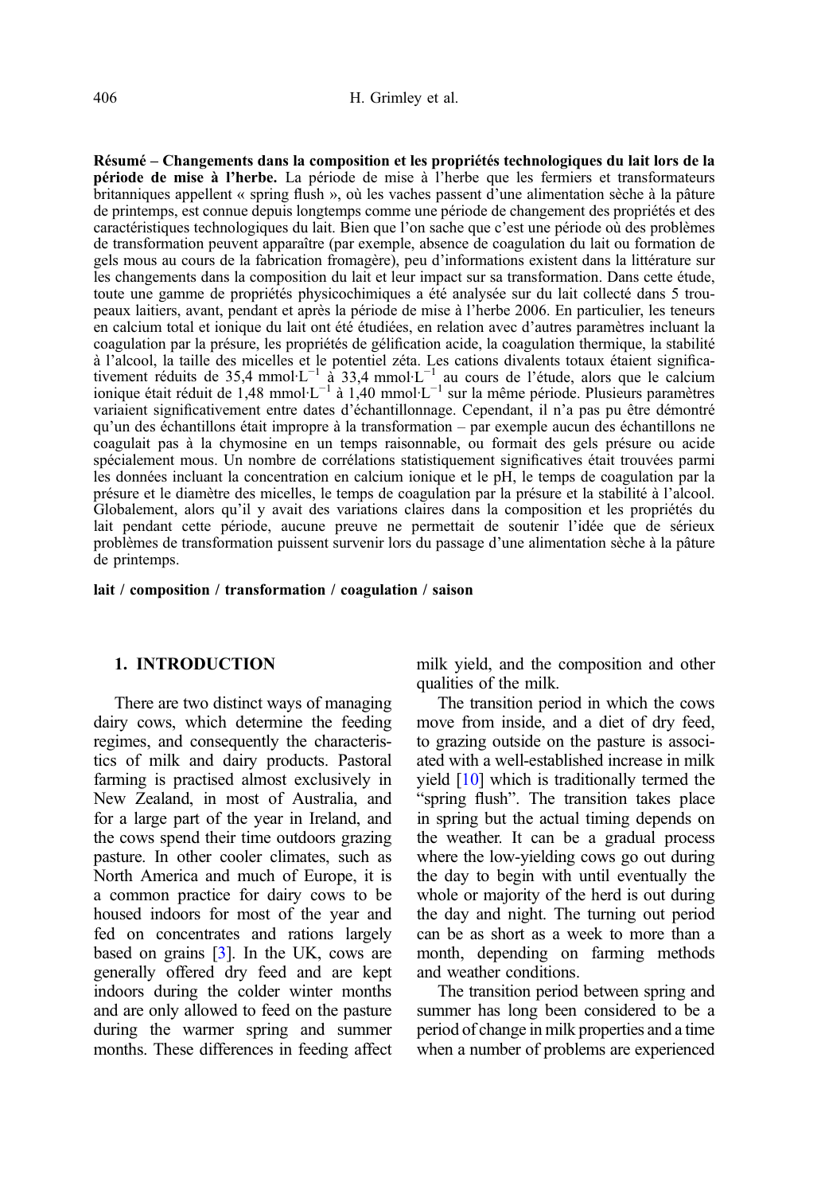**Résumé – Changements dans la composition et les propriétés technologiques du lait lors de la période de mise à l'herbe.** La période de mise à l'herbe que les fermiers et transformateurs britanniques appellent « spring flush », où les vaches passent d'une alimentation sèche à la pâture de printemps, est connue depuis longtemps comme une période de changement des propriétés et des caractéristiques technologiques du lait. Bien que l'on sache que c'est une période où des problèmes de transformation peuvent apparaître (par exemple, absence de coagulation du lait ou formation de gels mous au cours de la fabrication fromagère), peu d'informations existent dans la littérature sur les changements dans la composition du lait et leur impact sur sa transformation. Dans cette étude, toute une gamme de propriétés physicochimiques a été analysée sur du lait collecté dans 5 troupeaux laitiers, avant, pendant et après la période de mise à l'herbe 2006. En particulier, les teneurs en calcium total et ionique du lait ont été étudiées, en relation avec d'autres paramètres incluant la coagulation par la présure, les propriétés de gélification acide, la coagulation thermique, la stabilité à l'alcool, la taille des micelles et le potentiel zéta. Les cations divalents totaux étaient significativement réduits de 35,4 $mmol{\cdot}L^{-1}$ à 33,4 $mmol{\cdot}L^{-1}$ au cours de l'étude, alors que le calcium ionique était réduit de 1,48 $mmol{\cdot}L^{-1}$ à 1,40 $mmol{\cdot}L^{-1}$ sur la même période. Plusieurs paramètres variaient significativement entre dates d'échantillonnage. Cependant, il n'a pas pu être démontré qu'un des échantillons était impropre à la transformation – par exemple aucun des échantillons ne coagulait pas à la chymosine en un temps raisonnable, ou formait des gels présure ou acide spécialement mous. Un nombre de corrélations statistiquement significatives était trouvées parmi les données incluant la concentration en calcium ionique et le pH, le temps de coagulation par la présure et le diamètre des micelles, le temps de coagulation par la présure et la stabilité à l'alcool. Globalement, alors qu'il y avait des variations claires dans la composition et les propriétés du lait pendant cette période, aucune preuve ne permettait de soutenir l'idée que de sérieux problèmes de transformation puissent survenir lors du passage d'une alimentation sèche à la pâture de printemps.

**lait / composition / transformation / coagulation / saison**

## 1. INTRODUCTION

There are two distinct ways of managing dairy cows, which determine the feeding regimes, and consequently the characteristics of milk and dairy products. Pastoral farming is practised almost exclusively in New Zealand, in most of Australia, and for a large part of the year in Ireland, and the cows spend their time outdoors grazing pasture. In other cooler climates, such as North America and much of Europe, it is a common practice for dairy cows to be housed indoors for most of the year and fed on concentrates and rations largely based on grains [3]. In the UK, cows are generally offered dry feed and are kept indoors during the colder winter months and are only allowed to feed on the pasture during the warmer spring and summer months. These differences in feeding affect milk yield, and the composition and other qualities of the milk.

The transition period in which the cows move from inside, and a diet of dry feed, to grazing outside on the pasture is associated with a well-established increase in milk yield [10] which is traditionally termed the "spring flush". The transition takes place in spring but the actual timing depends on the weather. It can be a gradual process where the low-yielding cows go out during the day to begin with until eventually the whole or majority of the herd is out during the day and night. The turning out period can be as short as a week to more than a month, depending on farming methods and weather conditions.

The transition period between spring and summer has long been considered to be a period of change in milk properties and a time when a number of problems are experienced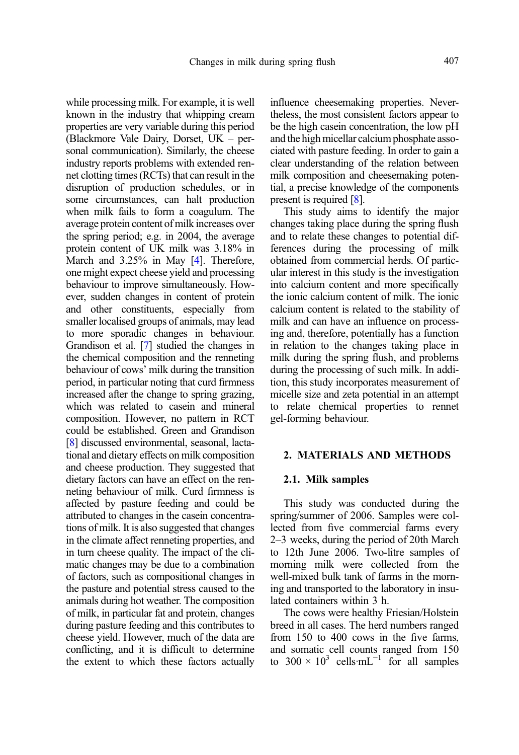while processing milk. For example, it is well known in the industry that whipping cream properties are very variable during this period (Blackmore Vale Dairy, Dorset, UK – personal communication). Similarly, the cheese industry reports problems with extended rennet clotting times (RCTs) that can result in the disruption of production schedules, or in some circumstances, can halt production when milk fails to form a coagulum. The average protein content of milk increases over the spring period; e.g. in 2004, the average protein content of UK milk was 3.18% in March and 3.25% in May [4]. Therefore, one might expect cheese yield and processing behaviour to improve simultaneously. However, sudden changes in content of protein and other constituents, especially from smaller localised groups of animals, may lead to more sporadic changes in behaviour. Grandison et al. [7] studied the changes in the chemical composition and the renneting behaviour of cows' milk during the transition period, in particular noting that curd firmness increased after the change to spring grazing, which was related to casein and mineral composition. However, no pattern in RCT could be established. Green and Grandison [8] discussed environmental, seasonal, lactational and dietary effects on milk composition and cheese production. They suggested that dietary factors can have an effect on the renneting behaviour of milk. Curd firmness is affected by pasture feeding and could be attributed to changes in the casein concentrations of milk. It is also suggested that changes in the climate affect renneting properties, and in turn cheese quality. The impact of the climatic changes may be due to a combination of factors, such as compositional changes in the pasture and potential stress caused to the animals during hot weather. The composition of milk, in particular fat and protein, changes during pasture feeding and this contributes to cheese yield. However, much of the data are conflicting, and it is difficult to determine the extent to which these factors actually influence cheesemaking properties. Nevertheless, the most consistent factors appear to be the high casein concentration, the low pH and the high micellar calcium phosphate associated with pasture feeding. In order to gain a clear understanding of the relation between milk composition and cheesemaking potential, a precise knowledge of the components present is required [8].

This study aims to identify the major changes taking place during the spring flush and to relate these changes to potential differences during the processing of milk obtained from commercial herds. Of particular interest in this study is the investigation into calcium content and more specifically the ionic calcium content of milk. The ionic calcium content is related to the stability of milk and can have an influence on processing and, therefore, potentially has a function in relation to the changes taking place in milk during the spring flush, and problems during the processing of such milk. In addition, this study incorporates measurement of micelle size and zeta potential in an attempt to relate chemical properties to rennet gel-forming behaviour.

## 2. MATERIALS AND METHODS

### 2.1. Milk samples

This study was conducted during the spring/summer of 2006. Samples were collected from five commercial farms every 2–3 weeks, during the period of 20th March to 12th June 2006. Two-litre samples of morning milk were collected from the well-mixed bulk tank of farms in the morning and transported to the laboratory in insulated containers within 3 h.

The cows were healthy Friesian/Holstein breed in all cases. The herd numbers ranged from 150 to 400 cows in the five farms, and somatic cell counts ranged from 150 to $300 \times 10^3$ cells·mL$^{-1}$ for all samples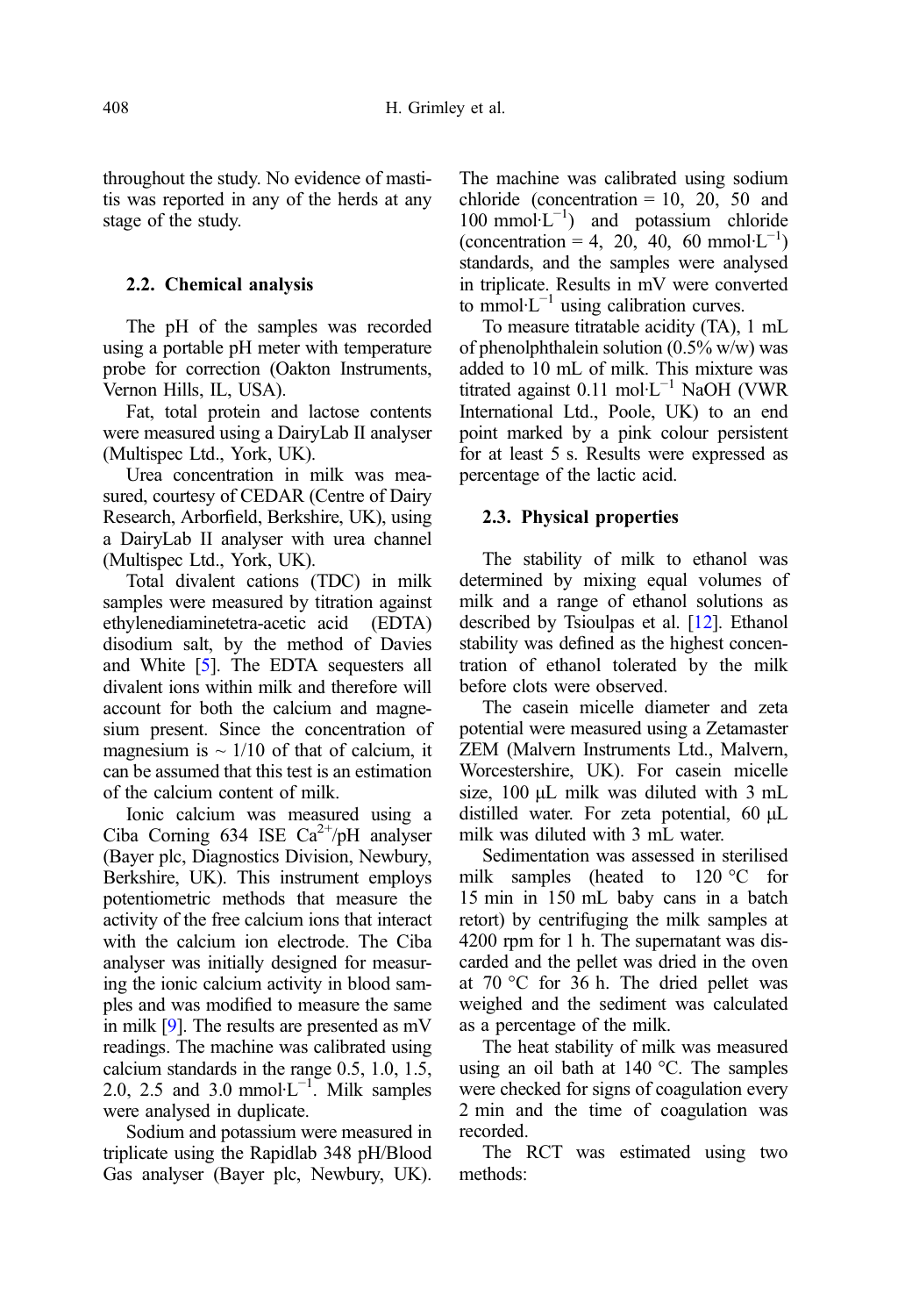throughout the study. No evidence of mastitis was reported in any of the herds at any stage of the study.

### 2.2. Chemical analysis

The pH of the samples was recorded using a portable pH meter with temperature probe for correction (Oakton Instruments, Vernon Hills, IL, USA).

Fat, total protein and lactose contents were measured using a DairyLab II analyser (Multispec Ltd., York, UK).

Urea concentration in milk was measured, courtesy of CEDAR (Centre of Dairy Research, Arborfield, Berkshire, UK), using a DairyLab II analyser with urea channel (Multispec Ltd., York, UK).

Total divalent cations (TDC) in milk samples were measured by titration against ethylenediaminetetra-acetic acid (EDTA) disodium salt, by the method of Davies and White [5]. The EDTA sequesters all divalent ions within milk and therefore will account for both the calcium and magnesium present. Since the concentration of magnesium is ~ 1/10 of that of calcium, it can be assumed that this test is an estimation of the calcium content of milk.

Ionic calcium was measured using a Ciba Corning 634 ISE $Ca^{2+}$/pH analyser (Bayer plc, Diagnostics Division, Newbury, Berkshire, UK). This instrument employs potentiometric methods that measure the activity of the free calcium ions that interact with the calcium ion electrode. The Ciba analyser was initially designed for measuring the ionic calcium activity in blood samples and was modified to measure the same in milk [9]. The results are presented as mV readings. The machine was calibrated using calcium standards in the range 0.5, 1.0, 1.5, 2.0, 2.5 and 3.0 $mmol \cdot L^{-1}$. Milk samples were analysed in duplicate.

Sodium and potassium were measured in triplicate using the Rapidlab 348 pH/Blood Gas analyser (Bayer plc, Newbury, UK). The machine was calibrated using sodium chloride (concentration = 10, 20, 50 and 100 $mmol \cdot L^{-1}$) and potassium chloride (concentration = 4, 20, 40, 60 $mmol \cdot L^{-1}$) standards, and the samples were analysed in triplicate. Results in mV were converted to $mmol \cdot L^{-1}$ using calibration curves.

To measure titratable acidity (TA), 1 mL of phenolphthalein solution (0.5% w/w) was added to 10 mL of milk. This mixture was titrated against 0.11 $mol \cdot L^{-1}$ NaOH (VWR International Ltd., Poole, UK) to an end point marked by a pink colour persistent for at least 5 s. Results were expressed as percentage of the lactic acid.

### 2.3. Physical properties

The stability of milk to ethanol was determined by mixing equal volumes of milk and a range of ethanol solutions as described by Tsioulpas et al. [12]. Ethanol stability was defined as the highest concentration of ethanol tolerated by the milk before clots were observed.

The casein micelle diameter and zeta potential were measured using a Zetamaster ZEM (Malvern Instruments Ltd., Malvern, Worcestershire, UK). For casein micelle size, 100 μL milk was diluted with 3 mL distilled water. For zeta potential, 60 μL milk was diluted with 3 mL water.

Sedimentation was assessed in sterilised milk samples (heated to 120 °C for 15 min in 150 mL baby cans in a batch retort) by centrifuging the milk samples at 4200 rpm for 1 h. The supernatant was discarded and the pellet was dried in the oven at 70 °C for 36 h. The dried pellet was weighed and the sediment was calculated as a percentage of the milk.

The heat stability of milk was measured using an oil bath at 140 °C. The samples were checked for signs of coagulation every 2 min and the time of coagulation was recorded.

The RCT was estimated using two methods: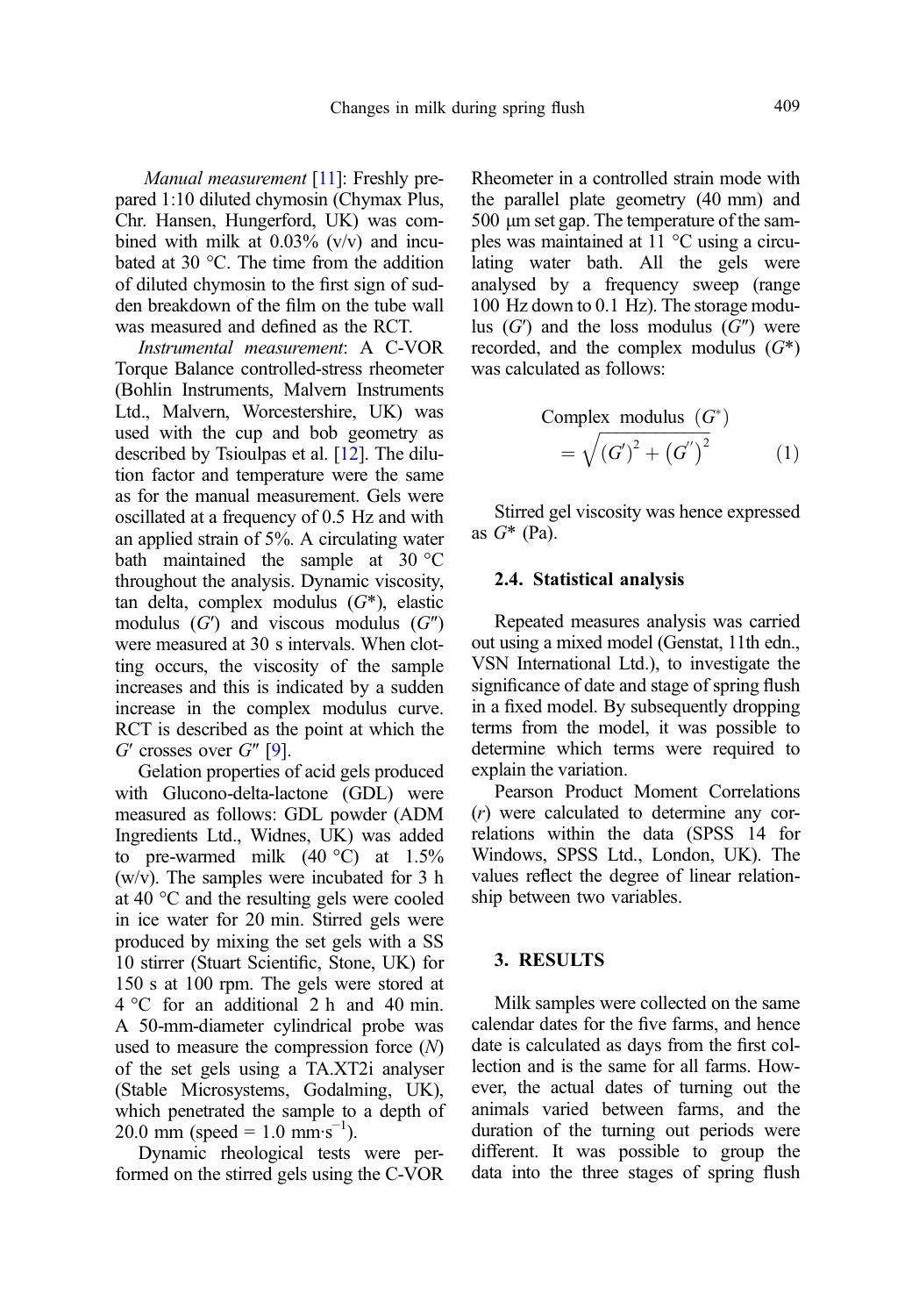*Manual measurement* [11]: Freshly prepared 1:10 diluted chymosin (Chymax Plus, Chr. Hansen, Hungerford, UK) was combined with milk at 0.03% (v/v) and incubated at 30 °C. The time from the addition of diluted chymosin to the first sign of sudden breakdown of the film on the tube wall was measured and defined as the RCT.

*Instrumental measurement*: A C-VOR Torque Balance controlled-stress rheometer (Bohlin Instruments, Malvern Instruments Ltd., Malvern, Worcestershire, UK) was used with the cup and bob geometry as described by Tsioulpas et al. [12]. The dilution factor and temperature were the same as for the manual measurement. Gels were oscillated at a frequency of 0.5 Hz and with an applied strain of 5%. A circulating water bath maintained the sample at 30 °C throughout the analysis. Dynamic viscosity, tan delta, complex modulus ($G^*$), elastic modulus ($G'$) and viscous modulus ($G''$) were measured at 30 s intervals. When clotting occurs, the viscosity of the sample increases and this is indicated by a sudden increase in the complex modulus curve. RCT is described as the point at which the $G'$ crosses over $G''$ [9].

Gelation properties of acid gels produced with Glucono-delta-lactone (GDL) were measured as follows: GDL powder (ADM Ingredients Ltd., Widnes, UK) was added to pre-warmed milk (40 °C) at 1.5% (w/v). The samples were incubated for 3 h at 40 °C and the resulting gels were cooled in ice water for 20 min. Stirred gels were produced by mixing the set gels with a SS 10 stirrer (Stuart Scientific, Stone, UK) for 150 s at 100 rpm. The gels were stored at 4 °C for an additional 2 h and 40 min. A 50-mm-diameter cylindrical probe was used to measure the compression force (*N*) of the set gels using a TA.XT2i analyser (Stable Microsystems, Godalming, UK), which penetrated the sample to a depth of 20.0 mm (speed = 1.0 mm·s$^{-1}$).

Dynamic rheological tests were performed on the stirred gels using the C-VOR Rheometer in a controlled strain mode with the parallel plate geometry (40 mm) and 500 μm set gap. The temperature of the samples was maintained at 11 °C using a circulating water bath. All the gels were analysed by a frequency sweep (range 100 Hz down to 0.1 Hz). The storage modulus ($G'$) and the loss modulus ($G''$) were recorded, and the complex modulus ($G^*$) was calculated as follows:

$$\text{Complex modulus } (G^*) = \sqrt{(G')^2 + (G'')^2} \qquad (1)$$

Stirred gel viscosity was hence expressed as $G^*$ (Pa).

### 2.4. Statistical analysis

Repeated measures analysis was carried out using a mixed model (Genstat, 11th edn., VSN International Ltd.), to investigate the significance of date and stage of spring flush in a fixed model. By subsequently dropping terms from the model, it was possible to determine which terms were required to explain the variation.

Pearson Product Moment Correlations ($r$) were calculated to determine any correlations within the data (SPSS 14 for Windows, SPSS Ltd., London, UK). The values reflect the degree of linear relationship between two variables.

## 3. RESULTS

Milk samples were collected on the same calendar dates for the five farms, and hence date is calculated as days from the first collection and is the same for all farms. However, the actual dates of turning out the animals varied between farms, and the duration of the turning out periods were different. It was possible to group the data into the three stages of spring flush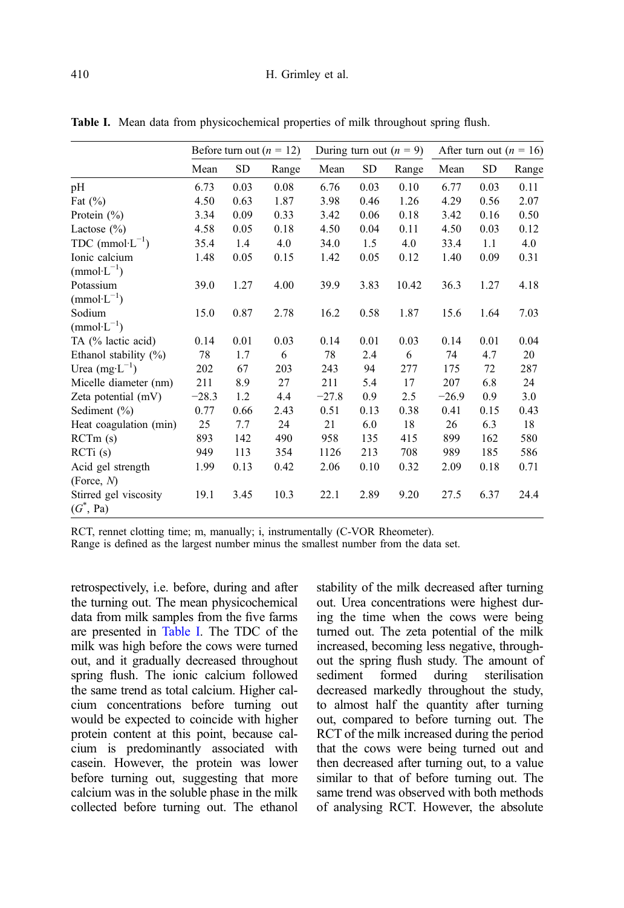**Table I.** Mean data from physicochemical properties of milk throughout spring flush.

| | Before turn out ($n$ = 12) | | | During turn out ($n$ = 9) | | | After turn out ($n$ = 16) | | |
|---|---|---|---|---|---|---|---|---|---|
| | Mean | SD | Range | Mean | SD | Range | Mean | SD | Range |
| pH | 6.73 | 0.03 | 0.08 | 6.76 | 0.03 | 0.10 | 6.77 | 0.03 | 0.11 |
| Fat (%) | 4.50 | 0.63 | 1.87 | 3.98 | 0.46 | 1.26 | 4.29 | 0.56 | 2.07 |
| Protein (%) | 3.34 | 0.09 | 0.33 | 3.42 | 0.06 | 0.18 | 3.42 | 0.16 | 0.50 |
| Lactose (%) | 4.58 | 0.05 | 0.18 | 4.50 | 0.04 | 0.11 | 4.50 | 0.03 | 0.12 |
| TDC (mmol·L$^{-1}$) | 35.4 | 1.4 | 4.0 | 34.0 | 1.5 | 4.0 | 33.4 | 1.1 | 4.0 |
| Ionic calcium (mmol·L$^{-1}$) | 1.48 | 0.05 | 0.15 | 1.42 | 0.05 | 0.12 | 1.40 | 0.09 | 0.31 |
| Potassium (mmol·L$^{-1}$) | 39.0 | 1.27 | 4.00 | 39.9 | 3.83 | 10.42 | 36.3 | 1.27 | 4.18 |
| Sodium (mmol·L$^{-1}$) | 15.0 | 0.87 | 2.78 | 16.2 | 0.58 | 1.87 | 15.6 | 1.64 | 7.03 |
| TA (% lactic acid) | 0.14 | 0.01 | 0.03 | 0.14 | 0.01 | 0.03 | 0.14 | 0.01 | 0.04 |
| Ethanol stability (%) | 78 | 1.7 | 6 | 78 | 2.4 | 6 | 74 | 4.7 | 20 |
| Urea (mg·L$^{-1}$) | 202 | 67 | 203 | 243 | 94 | 277 | 175 | 72 | 287 |
| Micelle diameter (nm) | 211 | 8.9 | 27 | 211 | 5.4 | 17 | 207 | 6.8 | 24 |
| Zeta potential (mV) | −28.3 | 1.2 | 4.4 | −27.8 | 0.9 | 2.5 | −26.9 | 0.9 | 3.0 |
| Sediment (%) | 0.77 | 0.66 | 2.43 | 0.51 | 0.13 | 0.38 | 0.41 | 0.15 | 0.43 |
| Heat coagulation (min) | 25 | 7.7 | 24 | 21 | 6.0 | 18 | 26 | 6.3 | 18 |
| RCTm (s) | 893 | 142 | 490 | 958 | 135 | 415 | 899 | 162 | 580 |
| RCTi (s) | 949 | 113 | 354 | 1126 | 213 | 708 | 989 | 185 | 586 |
| Acid gel strength (Force, $N$) | 1.99 | 0.13 | 0.42 | 2.06 | 0.10 | 0.32 | 2.09 | 0.18 | 0.71 |
| Stirred gel viscosity ($G^*$, Pa) | 19.1 | 3.45 | 10.3 | 22.1 | 2.89 | 9.20 | 27.5 | 6.37 | 24.4 |

RCT, rennet clotting time; m, manually; i, instrumentally (C-VOR Rheometer).
Range is defined as the largest number minus the smallest number from the data set.

retrospectively, i.e. before, during and after the turning out. The mean physicochemical data from milk samples from the five farms are presented in Table I. The TDC of the milk was high before the cows were turned out, and it gradually decreased throughout spring flush. The ionic calcium followed the same trend as total calcium. Higher calcium concentrations before turning out would be expected to coincide with higher protein content at this point, because calcium is predominantly associated with casein. However, the protein was lower before turning out, suggesting that more calcium was in the soluble phase in the milk collected before turning out. The ethanol stability of the milk decreased after turning out. Urea concentrations were highest during the time when the cows were being turned out. The zeta potential of the milk increased, becoming less negative, throughout the spring flush study. The amount of sediment formed during sterilisation decreased markedly throughout the study, to almost half the quantity after turning out, compared to before turning out. The RCT of the milk increased during the period that the cows were being turned out and then decreased after turning out, to a value similar to that of before turning out. The same trend was observed with both methods of analysing RCT. However, the absolute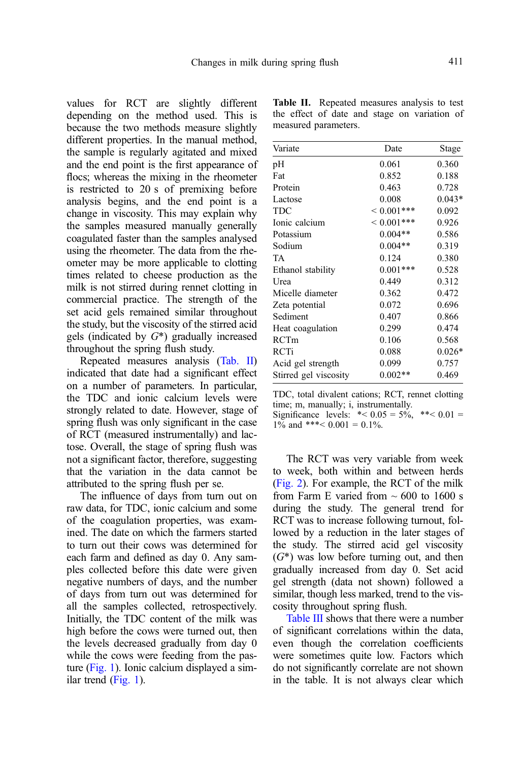values for RCT are slightly different depending on the method used. This is because the two methods measure slightly different properties. In the manual method, the sample is regularly agitated and mixed and the end point is the first appearance of flocs; whereas the mixing in the rheometer is restricted to 20 s of premixing before analysis begins, and the end point is a change in viscosity. This may explain why the samples measured manually generally coagulated faster than the samples analysed using the rheometer. The data from the rheometer may be more applicable to clotting times related to cheese production as the milk is not stirred during rennet clotting in commercial practice. The strength of the set acid gels remained similar throughout the study, but the viscosity of the stirred acid gels (indicated by $G^*$) gradually increased throughout the spring flush study.

Repeated measures analysis (Tab. II) indicated that date had a significant effect on a number of parameters. In particular, the TDC and ionic calcium levels were strongly related to date. However, stage of spring flush was only significant in the case of RCT (measured instrumentally) and lactose. Overall, the stage of spring flush was not a significant factor, therefore, suggesting that the variation in the data cannot be attributed to the spring flush per se.

The influence of days from turn out on raw data, for TDC, ionic calcium and some of the coagulation properties, was examined. The date on which the farmers started to turn out their cows was determined for each farm and defined as day 0. Any samples collected before this date were given negative numbers of days, and the number of days from turn out was determined for all the samples collected, retrospectively. Initially, the TDC content of the milk was high before the cows were turned out, then the levels decreased gradually from day 0 while the cows were feeding from the pasture (Fig. 1). Ionic calcium displayed a similar trend (Fig. 1).

**Table II.** Repeated measures analysis to test the effect of date and stage on variation of measured parameters.

| Variate | Date | Stage |
|---|---|---|
| pH | 0.061 | 0.360 |
| Fat | 0.852 | 0.188 |
| Protein | 0.463 | 0.728 |
| Lactose | 0.008 | 0.043* |
| TDC | < 0.001*** | 0.092 |
| Ionic calcium | < 0.001*** | 0.926 |
| Potassium | 0.004** | 0.586 |
| Sodium | 0.004** | 0.319 |
| TA | 0.124 | 0.380 |
| Ethanol stability | 0.001*** | 0.528 |
| Urea | 0.449 | 0.312 |
| Micelle diameter | 0.362 | 0.472 |
| Zeta potential | 0.072 | 0.696 |
| Sediment | 0.407 | 0.866 |
| Heat coagulation | 0.299 | 0.474 |
| RCTm | 0.106 | 0.568 |
| RCTi | 0.088 | 0.026* |
| Acid gel strength | 0.099 | 0.757 |
| Stirred gel viscosity | 0.002** | 0.469 |

TDC, total divalent cations; RCT, rennet clotting time; m, manually; i, instrumentally.
Significance levels: *< 0.05 = 5%, **< 0.01 = 1% and ***< 0.001 = 0.1%.

The RCT was very variable from week to week, both within and between herds (Fig. 2). For example, the RCT of the milk from Farm E varied from ~ 600 to 1600 s during the study. The general trend for RCT was to increase following turnout, followed by a reduction in the later stages of the study. The stirred acid gel viscosity ($G^*$) was low before turning out, and then gradually increased from day 0. Set acid gel strength (data not shown) followed a similar, though less marked, trend to the viscosity throughout spring flush.

Table III shows that there were a number of significant correlations within the data, even though the correlation coefficients were sometimes quite low. Factors which do not significantly correlate are not shown in the table. It is not always clear which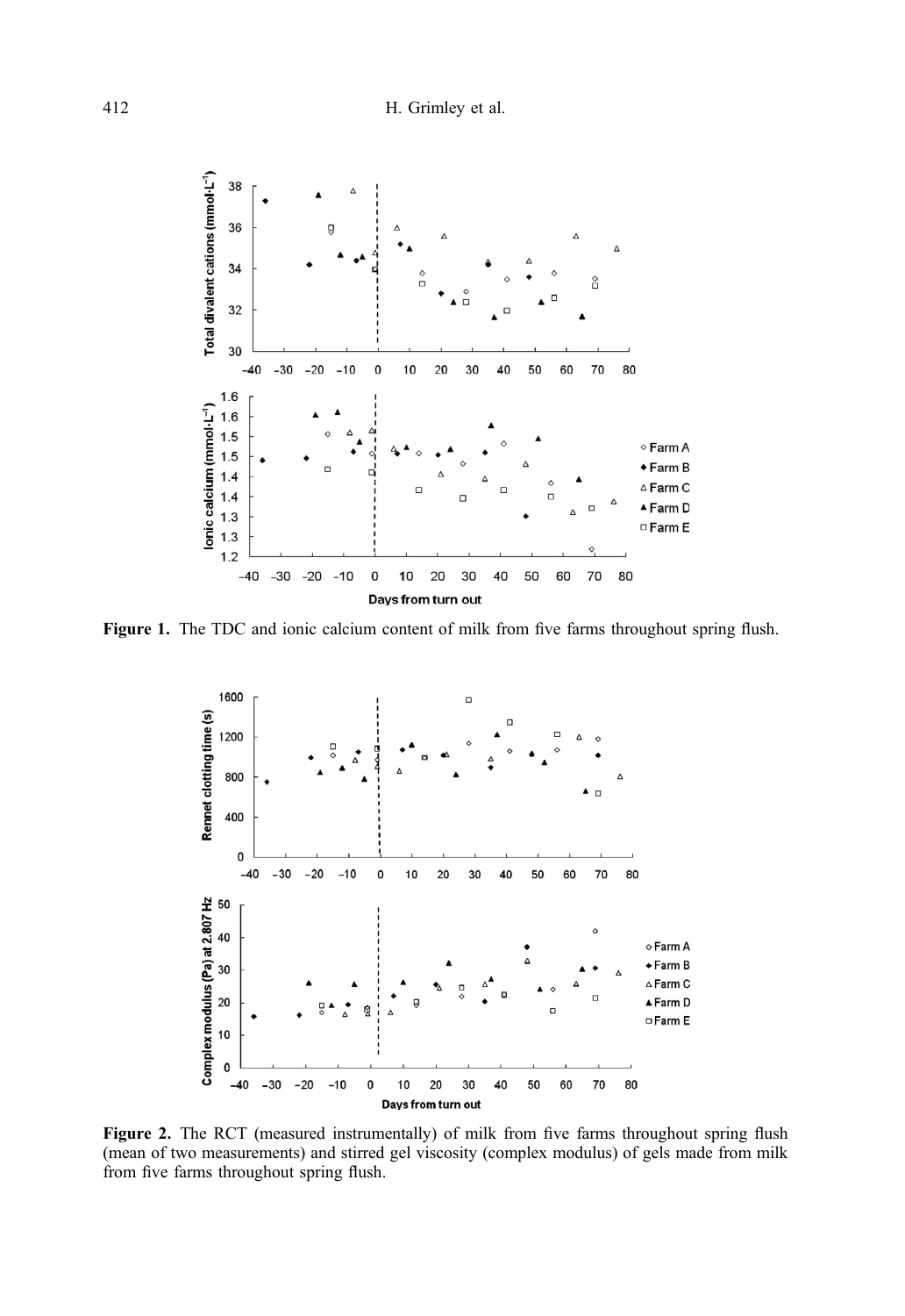Total divalent cations (mmol·L⁻¹)

38
36
34
32
30

−40 −30 −20 −10 0 10 20 30 40 50 60 70 80

Ionic calcium (mmol·L⁻¹)

1.6
1.6
1.5
1.5
1.4
1.4
1.3
1.3
1.2

−40 −30 −20 −10 0 10 20 30 40 50 60 70 80

Days from turn out

◇ Farm A
◆ Farm B
△ Farm C
▲ Farm D
□ Farm E

**Figure 1.** The TDC and ionic calcium content of milk from five farms throughout spring flush.

Rennet clotting time (s)

1600
1200
800
400
0

−40 −30 −20 −10 0 10 20 30 40 50 60 70 80

Complex modulus (Pa) at 2.807 Hz

50
40
30
20
10
0

−40 −30 −20 −10 0 10 20 30 40 50 60 70 80

Days from turn out

◇ Farm A
◆ Farm B
△ Farm C
▲ Farm D
□ Farm E

**Figure 2.** The RCT (measured instrumentally) of milk from five farms throughout spring flush (mean of two measurements) and stirred gel viscosity (complex modulus) of gels made from milk from five farms throughout spring flush.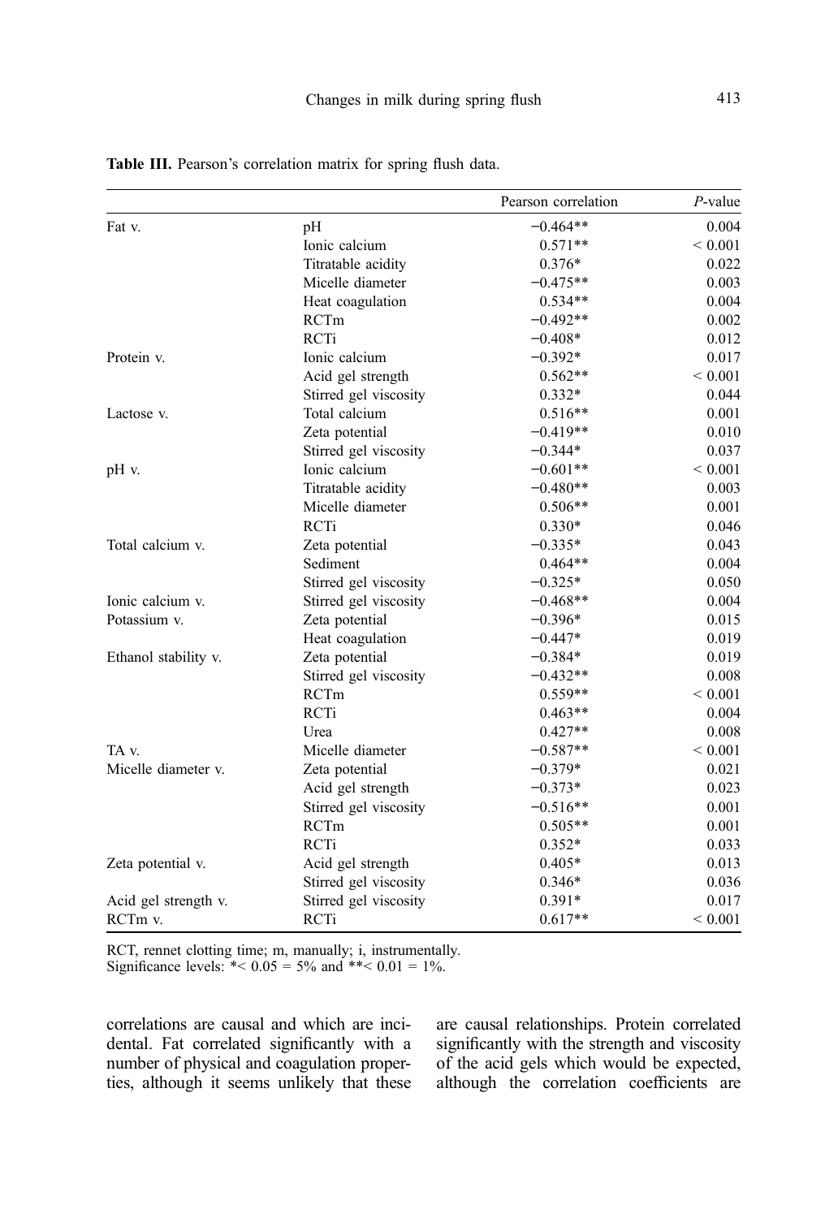**Table III.** Pearson's correlation matrix for spring flush data.

| | | Pearson correlation | *P*-value |
|---|---|---|---|
| Fat v. | pH | −0.464** | 0.004 |
| | Ionic calcium | 0.571** | < 0.001 |
| | Titratable acidity | 0.376* | 0.022 |
| | Micelle diameter | −0.475** | 0.003 |
| | Heat coagulation | 0.534** | 0.004 |
| | RCTm | −0.492** | 0.002 |
| | RCTi | −0.408* | 0.012 |
| Protein v. | Ionic calcium | −0.392* | 0.017 |
| | Acid gel strength | 0.562** | < 0.001 |
| | Stirred gel viscosity | 0.332* | 0.044 |
| Lactose v. | Total calcium | 0.516** | 0.001 |
| | Zeta potential | −0.419** | 0.010 |
| | Stirred gel viscosity | −0.344* | 0.037 |
| pH v. | Ionic calcium | −0.601** | < 0.001 |
| | Titratable acidity | −0.480** | 0.003 |
| | Micelle diameter | 0.506** | 0.001 |
| | RCTi | 0.330* | 0.046 |
| Total calcium v. | Zeta potential | −0.335* | 0.043 |
| | Sediment | 0.464** | 0.004 |
| | Stirred gel viscosity | −0.325* | 0.050 |
| Ionic calcium v. | Stirred gel viscosity | −0.468** | 0.004 |
| Potassium v. | Zeta potential | −0.396* | 0.015 |
| | Heat coagulation | −0.447* | 0.019 |
| Ethanol stability v. | Zeta potential | −0.384* | 0.019 |
| | Stirred gel viscosity | −0.432** | 0.008 |
| | RCTm | 0.559** | < 0.001 |
| | RCTi | 0.463** | 0.004 |
| | Urea | 0.427** | 0.008 |
| TA v. | Micelle diameter | −0.587** | < 0.001 |
| Micelle diameter v. | Zeta potential | −0.379* | 0.021 |
| | Acid gel strength | −0.373* | 0.023 |
| | Stirred gel viscosity | −0.516** | 0.001 |
| | RCTm | 0.505** | 0.001 |
| | RCTi | 0.352* | 0.033 |
| Zeta potential v. | Acid gel strength | 0.405* | 0.013 |
| | Stirred gel viscosity | 0.346* | 0.036 |
| Acid gel strength v. | Stirred gel viscosity | 0.391* | 0.017 |
| RCTm v. | RCTi | 0.617** | < 0.001 |

RCT, rennet clotting time; m, manually; i, instrumentally.
Significance levels: *< 0.05 = 5% and **< 0.01 = 1%.

correlations are causal and which are incidental. Fat correlated significantly with a number of physical and coagulation properties, although it seems unlikely that these are causal relationships. Protein correlated significantly with the strength and viscosity of the acid gels which would be expected, although the correlation coefficients are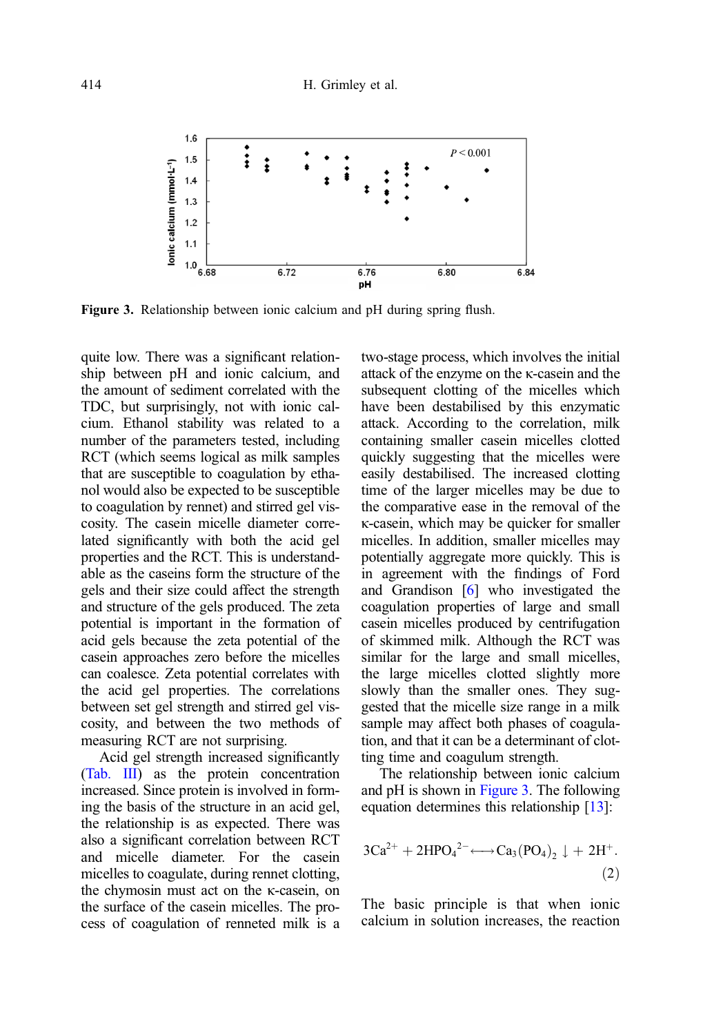1.6

1.5

1.4

1.3

1.2

1.1

1.0

Ionic calcium (mmol·L$^{-1}$)

6.68

6.72

6.76

6.80

6.84

pH

$P < 0.001$

**Figure 3.** Relationship between ionic calcium and pH during spring flush.

quite low. There was a significant relationship between pH and ionic calcium, and the amount of sediment correlated with the TDC, but surprisingly, not with ionic calcium. Ethanol stability was related to a number of the parameters tested, including RCT (which seems logical as milk samples that are susceptible to coagulation by ethanol would also be expected to be susceptible to coagulation by rennet) and stirred gel viscosity. The casein micelle diameter correlated significantly with both the acid gel properties and the RCT. This is understandable as the caseins form the structure of the gels and their size could affect the strength and structure of the gels produced. The zeta potential is important in the formation of acid gels because the zeta potential of the casein approaches zero before the micelles can coalesce. Zeta potential correlates with the acid gel properties. The correlations between set gel strength and stirred gel viscosity, and between the two methods of measuring RCT are not surprising.

Acid gel strength increased significantly (Tab. III) as the protein concentration increased. Since protein is involved in forming the basis of the structure in an acid gel, the relationship is as expected. There was also a significant correlation between RCT and micelle diameter. For the casein micelles to coagulate, during rennet clotting, the chymosin must act on the κ-casein, on the surface of the casein micelles. The process of coagulation of renneted milk is a two-stage process, which involves the initial attack of the enzyme on the κ-casein and the subsequent clotting of the micelles which have been destabilised by this enzymatic attack. According to the correlation, milk containing smaller casein micelles clotted quickly suggesting that the micelles were easily destabilised. The increased clotting time of the larger micelles may be due to the comparative ease in the removal of the κ-casein, which may be quicker for smaller micelles. In addition, smaller micelles may potentially aggregate more quickly. This is in agreement with the findings of Ford and Grandison [6] who investigated the coagulation properties of large and small casein micelles produced by centrifugation of skimmed milk. Although the RCT was similar for the large and small micelles, the large micelles clotted slightly more slowly than the smaller ones. They suggested that the micelle size range in a milk sample may affect both phases of coagulation, and that it can be a determinant of clotting time and coagulum strength.

The relationship between ionic calcium and pH is shown in Figure 3. The following equation determines this relationship [13]:

$$3Ca^{2+} + 2HPO_4{}^{2-} \longleftrightarrow Ca_3(PO_4)_2 \downarrow + 2H^+. \tag{2}$$

The basic principle is that when ionic calcium in solution increases, the reaction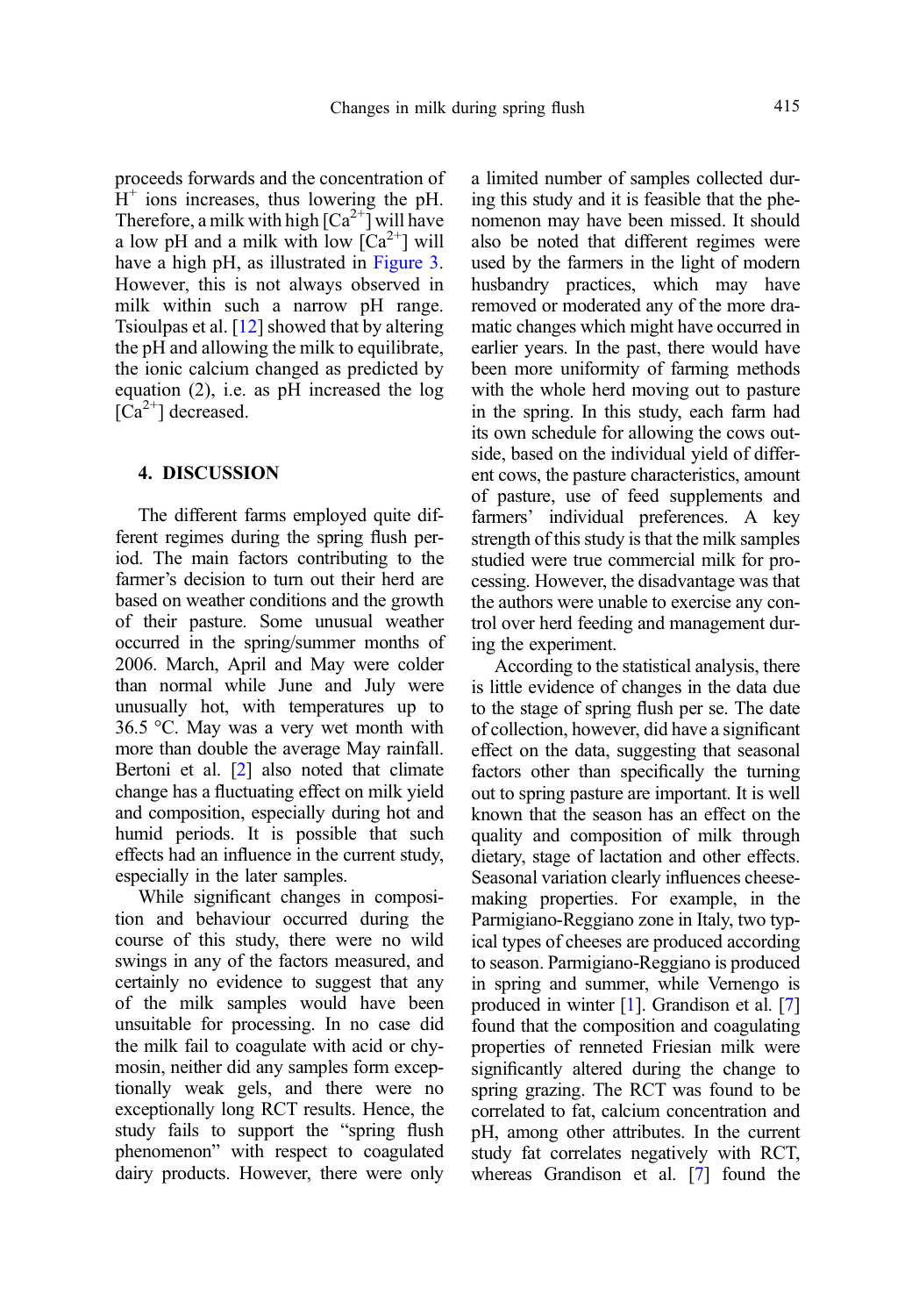proceeds forwards and the concentration of $H^+$ ions increases, thus lowering the pH. Therefore, a milk with high $[Ca^{2+}]$ will have a low pH and a milk with low $[Ca^{2+}]$ will have a high pH, as illustrated in Figure 3. However, this is not always observed in milk within such a narrow pH range. Tsioulpas et al. [12] showed that by altering the pH and allowing the milk to equilibrate, the ionic calcium changed as predicted by equation (2), i.e. as pH increased the log $[Ca^{2+}]$ decreased.

## 4. DISCUSSION

The different farms employed quite different regimes during the spring flush period. The main factors contributing to the farmer's decision to turn out their herd are based on weather conditions and the growth of their pasture. Some unusual weather occurred in the spring/summer months of 2006. March, April and May were colder than normal while June and July were unusually hot, with temperatures up to 36.5 °C. May was a very wet month with more than double the average May rainfall. Bertoni et al. [2] also noted that climate change has a fluctuating effect on milk yield and composition, especially during hot and humid periods. It is possible that such effects had an influence in the current study, especially in the later samples.

While significant changes in composition and behaviour occurred during the course of this study, there were no wild swings in any of the factors measured, and certainly no evidence to suggest that any of the milk samples would have been unsuitable for processing. In no case did the milk fail to coagulate with acid or chymosin, neither did any samples form exceptionally weak gels, and there were no exceptionally long RCT results. Hence, the study fails to support the "spring flush phenomenon" with respect to coagulated dairy products. However, there were only a limited number of samples collected during this study and it is feasible that the phenomenon may have been missed. It should also be noted that different regimes were used by the farmers in the light of modern husbandry practices, which may have removed or moderated any of the more dramatic changes which might have occurred in earlier years. In the past, there would have been more uniformity of farming methods with the whole herd moving out to pasture in the spring. In this study, each farm had its own schedule for allowing the cows outside, based on the individual yield of different cows, the pasture characteristics, amount of pasture, use of feed supplements and farmers' individual preferences. A key strength of this study is that the milk samples studied were true commercial milk for processing. However, the disadvantage was that the authors were unable to exercise any control over herd feeding and management during the experiment.

According to the statistical analysis, there is little evidence of changes in the data due to the stage of spring flush per se. The date of collection, however, did have a significant effect on the data, suggesting that seasonal factors other than specifically the turning out to spring pasture are important. It is well known that the season has an effect on the quality and composition of milk through dietary, stage of lactation and other effects. Seasonal variation clearly influences cheesemaking properties. For example, in the Parmigiano-Reggiano zone in Italy, two typical types of cheeses are produced according to season. Parmigiano-Reggiano is produced in spring and summer, while Vernengo is produced in winter [1]. Grandison et al. [7] found that the composition and coagulating properties of renneted Friesian milk were significantly altered during the change to spring grazing. The RCT was found to be correlated to fat, calcium concentration and pH, among other attributes. In the current study fat correlates negatively with RCT, whereas Grandison et al. [7] found the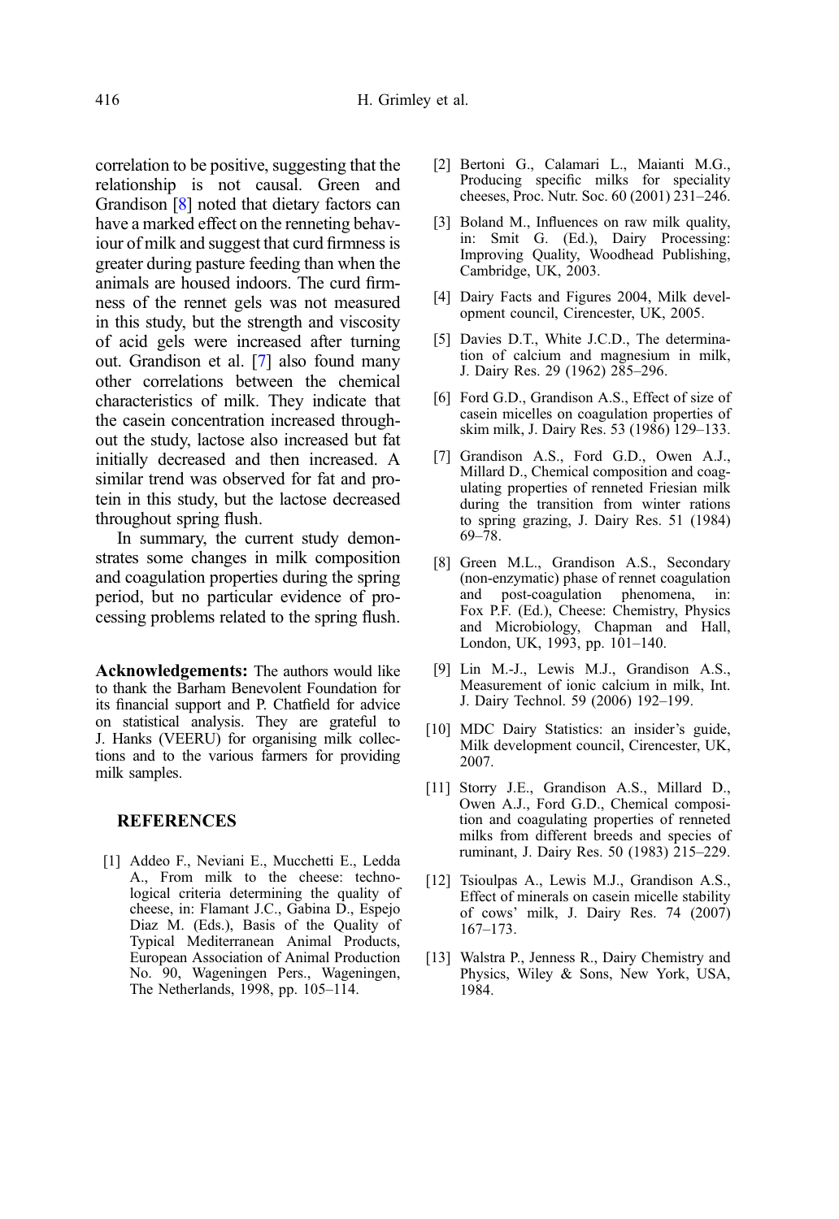correlation to be positive, suggesting that the relationship is not causal. Green and Grandison [8] noted that dietary factors can have a marked effect on the renneting behaviour of milk and suggest that curd firmness is greater during pasture feeding than when the animals are housed indoors. The curd firmness of the rennet gels was not measured in this study, but the strength and viscosity of acid gels were increased after turning out. Grandison et al. [7] also found many other correlations between the chemical characteristics of milk. They indicate that the casein concentration increased throughout the study, lactose also increased but fat initially decreased and then increased. A similar trend was observed for fat and protein in this study, but the lactose decreased throughout spring flush.

In summary, the current study demonstrates some changes in milk composition and coagulation properties during the spring period, but no particular evidence of processing problems related to the spring flush.

**Acknowledgements:** The authors would like to thank the Barham Benevolent Foundation for its financial support and P. Chatfield for advice on statistical analysis. They are grateful to J. Hanks (VEERU) for organising milk collections and to the various farmers for providing milk samples.

## REFERENCES

[1] Addeo F., Neviani E., Mucchetti E., Ledda A., From milk to the cheese: technological criteria determining the quality of cheese, in: Flamant J.C., Gabina D., Espejo Diaz M. (Eds.), Basis of the Quality of Typical Mediterranean Animal Products, European Association of Animal Production No. 90, Wageningen Pers., Wageningen, The Netherlands, 1998, pp. 105–114.

[2] Bertoni G., Calamari L., Maianti M.G., Producing specific milks for speciality cheeses, Proc. Nutr. Soc. 60 (2001) 231–246.

[3] Boland M., Influences on raw milk quality, in: Smit G. (Ed.), Dairy Processing: Improving Quality, Woodhead Publishing, Cambridge, UK, 2003.

[4] Dairy Facts and Figures 2004, Milk development council, Cirencester, UK, 2005.

[5] Davies D.T., White J.C.D., The determination of calcium and magnesium in milk, J. Dairy Res. 29 (1962) 285–296.

[6] Ford G.D., Grandison A.S., Effect of size of casein micelles on coagulation properties of skim milk, J. Dairy Res. 53 (1986) 129–133.

[7] Grandison A.S., Ford G.D., Owen A.J., Millard D., Chemical composition and coagulating properties of renneted Friesian milk during the transition from winter rations to spring grazing, J. Dairy Res. 51 (1984) 69–78.

[8] Green M.L., Grandison A.S., Secondary (non-enzymatic) phase of rennet coagulation and post-coagulation phenomena, in: Fox P.F. (Ed.), Cheese: Chemistry, Physics and Microbiology, Chapman and Hall, London, UK, 1993, pp. 101–140.

[9] Lin M.-J., Lewis M.J., Grandison A.S., Measurement of ionic calcium in milk, Int. J. Dairy Technol. 59 (2006) 192–199.

[10] MDC Dairy Statistics: an insider's guide, Milk development council, Cirencester, UK, 2007.

[11] Storry J.E., Grandison A.S., Millard D., Owen A.J., Ford G.D., Chemical composition and coagulating properties of renneted milks from different breeds and species of ruminant, J. Dairy Res. 50 (1983) 215–229.

[12] Tsioulpas A., Lewis M.J., Grandison A.S., Effect of minerals on casein micelle stability of cows' milk, J. Dairy Res. 74 (2007) 167–173.

[13] Walstra P., Jenness R., Dairy Chemistry and Physics, Wiley & Sons, New York, USA, 1984.